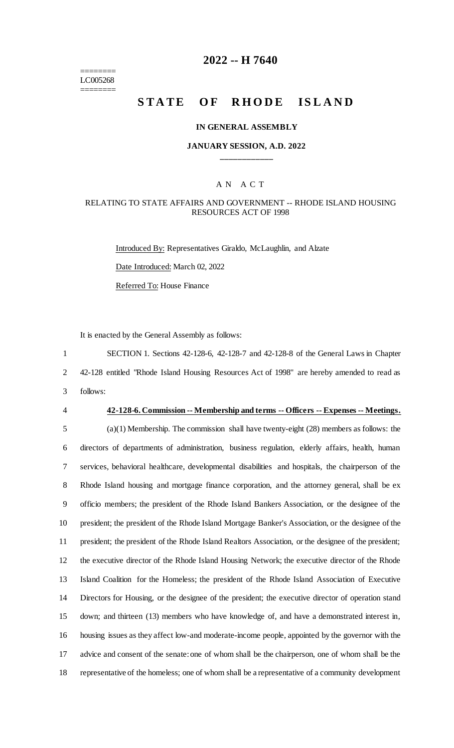========
LC005268
========

# 2022 -- H 7640

# STATE OF RHODE ISLAND

**IN GENERAL ASSEMBLY**

**JANUARY SESSION, A.D. 2022**

\_\_\_\_\_\_\_\_\_\_\_\_

A N A C T

RELATING TO STATE AFFAIRS AND GOVERNMENT -- RHODE ISLAND HOUSING RESOURCES ACT OF 1998

Introduced By: Representatives Giraldo, McLaughlin, and Alzate

Date Introduced: March 02, 2022

Referred To: House Finance

It is enacted by the General Assembly as follows:

1 SECTION 1. Sections 42-128-6, 42-128-7 and 42-128-8 of the General Laws in Chapter
2 42-128 entitled "Rhode Island Housing Resources Act of 1998" are hereby amended to read as
3 follows:

4 **42-128-6. Commission -- Membership and terms -- Officers -- Expenses -- Meetings.**

5 (a)(1) Membership. The commission shall have twenty-eight (28) members as follows: the
6 directors of departments of administration, business regulation, elderly affairs, health, human
7 services, behavioral healthcare, developmental disabilities and hospitals, the chairperson of the
8 Rhode Island housing and mortgage finance corporation, and the attorney general, shall be ex
9 officio members; the president of the Rhode Island Bankers Association, or the designee of the
10 president; the president of the Rhode Island Mortgage Banker's Association, or the designee of the
11 president; the president of the Rhode Island Realtors Association, or the designee of the president;
12 the executive director of the Rhode Island Housing Network; the executive director of the Rhode
13 Island Coalition for the Homeless; the president of the Rhode Island Association of Executive
14 Directors for Housing, or the designee of the president; the executive director of operation stand
15 down; and thirteen (13) members who have knowledge of, and have a demonstrated interest in,
16 housing issues as they affect low-and moderate-income people, appointed by the governor with the
17 advice and consent of the senate: one of whom shall be the chairperson, one of whom shall be the
18 representative of the homeless; one of whom shall be a representative of a community development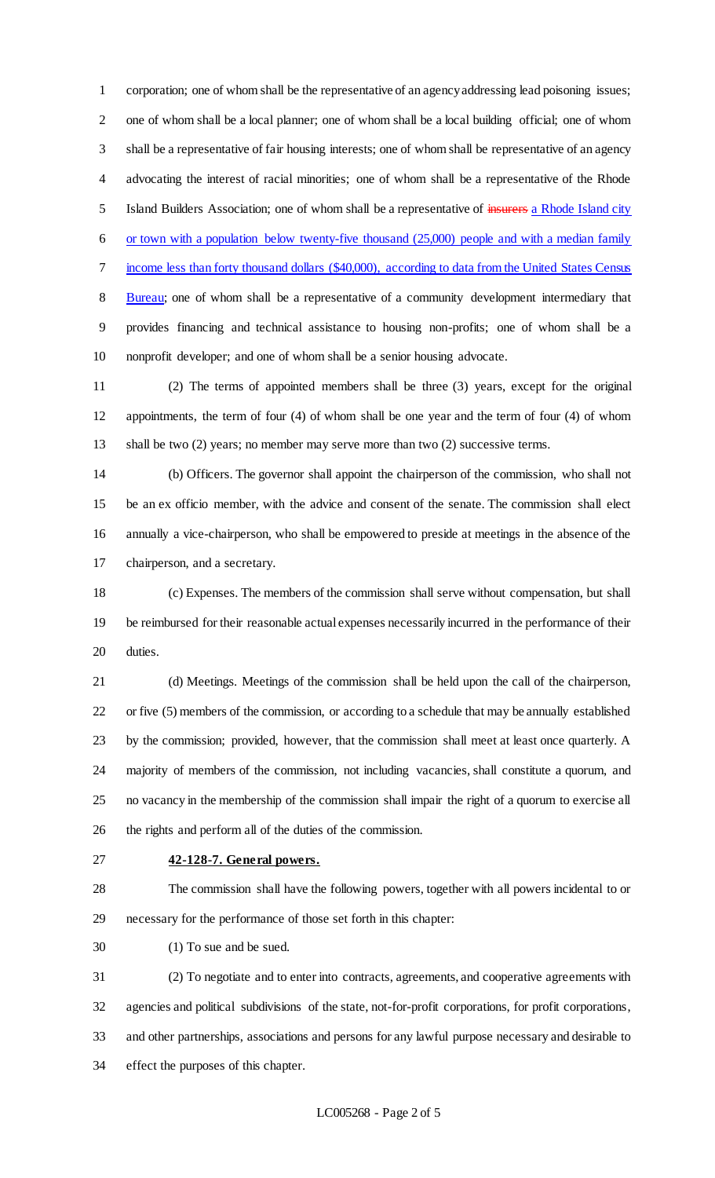corporation; one of whom shall be the representative of an agency addressing lead poisoning issues; one of whom shall be a local planner; one of whom shall be a local building official; one of whom shall be a representative of fair housing interests; one of whom shall be representative of an agency advocating the interest of racial minorities; one of whom shall be a representative of the Rhode Island Builders Association; one of whom shall be a representative of ~~insurers~~ a Rhode Island city or town with a population below twenty-five thousand (25,000) people and with a median family income less than forty thousand dollars ($40,000), according to data from the United States Census Bureau; one of whom shall be a representative of a community development intermediary that provides financing and technical assistance to housing non-profits; one of whom shall be a nonprofit developer; and one of whom shall be a senior housing advocate.

(2) The terms of appointed members shall be three (3) years, except for the original appointments, the term of four (4) of whom shall be one year and the term of four (4) of whom shall be two (2) years; no member may serve more than two (2) successive terms.

(b) Officers. The governor shall appoint the chairperson of the commission, who shall not be an ex officio member, with the advice and consent of the senate. The commission shall elect annually a vice-chairperson, who shall be empowered to preside at meetings in the absence of the chairperson, and a secretary.

(c) Expenses. The members of the commission shall serve without compensation, but shall be reimbursed for their reasonable actual expenses necessarily incurred in the performance of their duties.

(d) Meetings. Meetings of the commission shall be held upon the call of the chairperson, or five (5) members of the commission, or according to a schedule that may be annually established by the commission; provided, however, that the commission shall meet at least once quarterly. A majority of members of the commission, not including vacancies, shall constitute a quorum, and no vacancy in the membership of the commission shall impair the right of a quorum to exercise all the rights and perform all of the duties of the commission.

**42-128-7. General powers.**

The commission shall have the following powers, together with all powers incidental to or necessary for the performance of those set forth in this chapter:

(1) To sue and be sued.

(2) To negotiate and to enter into contracts, agreements, and cooperative agreements with agencies and political subdivisions of the state, not-for-profit corporations, for profit corporations, and other partnerships, associations and persons for any lawful purpose necessary and desirable to effect the purposes of this chapter.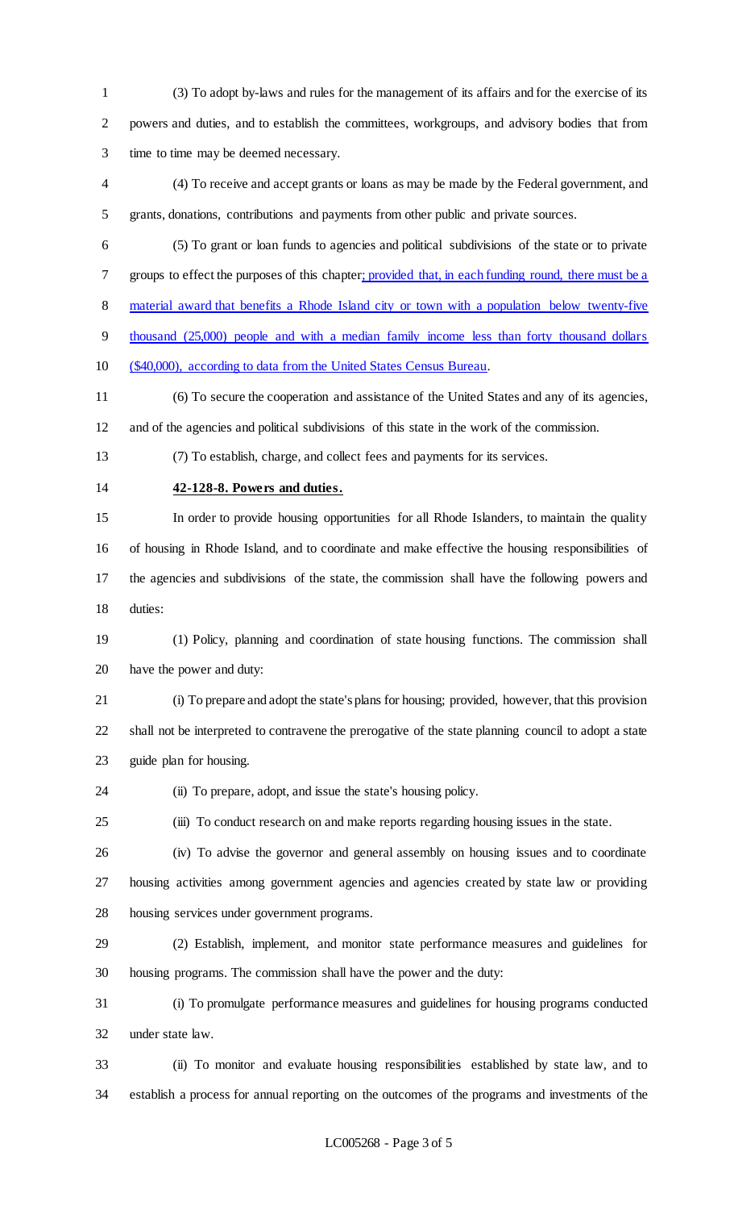(3) To adopt by-laws and rules for the management of its affairs and for the exercise of its powers and duties, and to establish the committees, workgroups, and advisory bodies that from time to time may be deemed necessary.

(4) To receive and accept grants or loans as may be made by the Federal government, and grants, donations, contributions and payments from other public and private sources.

(5) To grant or loan funds to agencies and political subdivisions of the state or to private groups to effect the purposes of this chapter; provided that, in each funding round, there must be a material award that benefits a Rhode Island city or town with a population below twenty-five thousand (25,000) people and with a median family income less than forty thousand dollars ($40,000), according to data from the United States Census Bureau.

(6) To secure the cooperation and assistance of the United States and any of its agencies, and of the agencies and political subdivisions of this state in the work of the commission.

(7) To establish, charge, and collect fees and payments for its services.

**42-128-8. Powers and duties.**

In order to provide housing opportunities for all Rhode Islanders, to maintain the quality of housing in Rhode Island, and to coordinate and make effective the housing responsibilities of the agencies and subdivisions of the state, the commission shall have the following powers and duties:

(1) Policy, planning and coordination of state housing functions. The commission shall have the power and duty:

(i) To prepare and adopt the state's plans for housing; provided, however, that this provision shall not be interpreted to contravene the prerogative of the state planning council to adopt a state guide plan for housing.

(ii) To prepare, adopt, and issue the state's housing policy.

(iii) To conduct research on and make reports regarding housing issues in the state.

(iv) To advise the governor and general assembly on housing issues and to coordinate housing activities among government agencies and agencies created by state law or providing housing services under government programs.

(2) Establish, implement, and monitor state performance measures and guidelines for housing programs. The commission shall have the power and the duty:

(i) To promulgate performance measures and guidelines for housing programs conducted under state law.

(ii) To monitor and evaluate housing responsibilities established by state law, and to establish a process for annual reporting on the outcomes of the programs and investments of the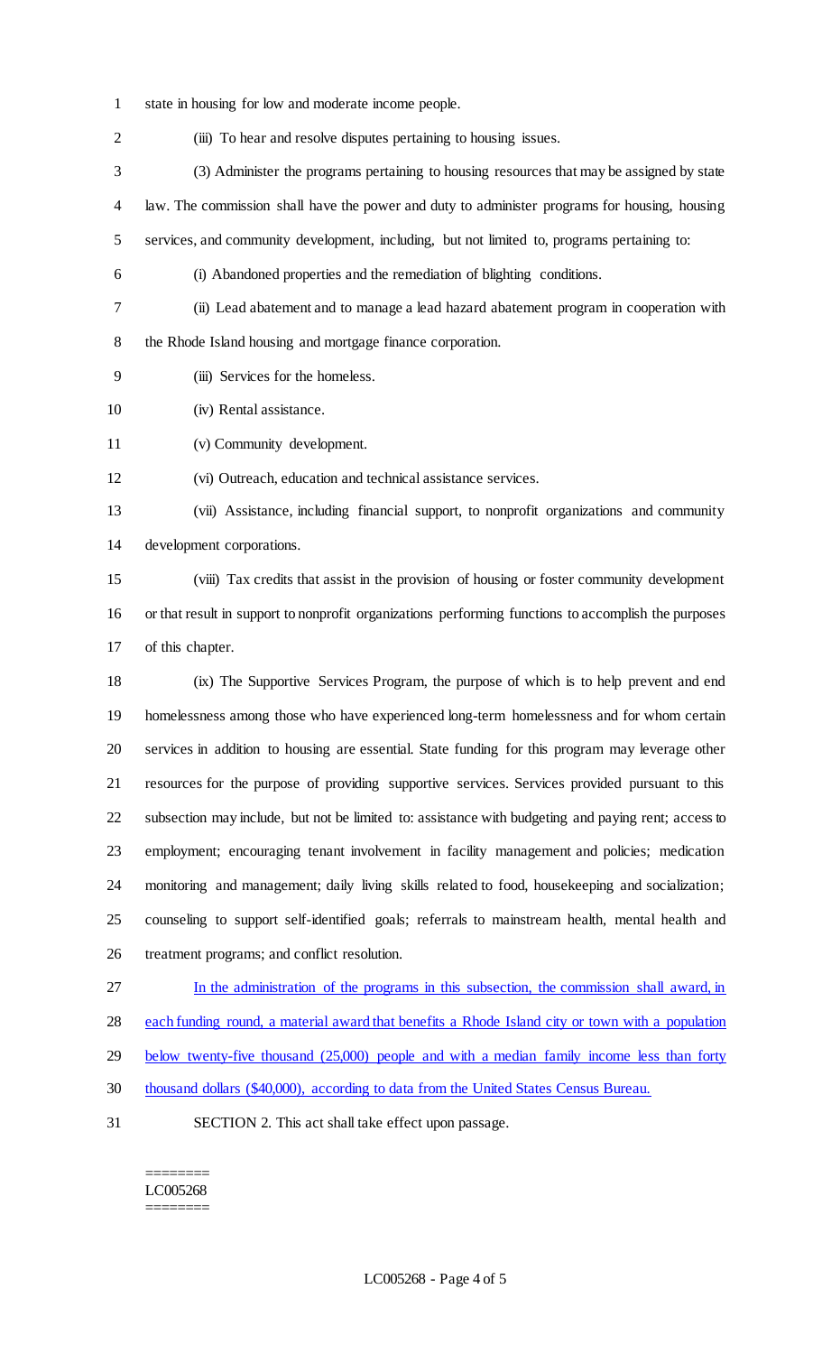state in housing for low and moderate income people.

(iii) To hear and resolve disputes pertaining to housing issues.

(3) Administer the programs pertaining to housing resources that may be assigned by state law. The commission shall have the power and duty to administer programs for housing, housing services, and community development, including, but not limited to, programs pertaining to:

(i) Abandoned properties and the remediation of blighting conditions.

(ii) Lead abatement and to manage a lead hazard abatement program in cooperation with the Rhode Island housing and mortgage finance corporation.

(iii) Services for the homeless.

(iv) Rental assistance.

(v) Community development.

(vi) Outreach, education and technical assistance services.

(vii) Assistance, including financial support, to nonprofit organizations and community development corporations.

(viii) Tax credits that assist in the provision of housing or foster community development or that result in support to nonprofit organizations performing functions to accomplish the purposes of this chapter.

(ix) The Supportive Services Program, the purpose of which is to help prevent and end homelessness among those who have experienced long-term homelessness and for whom certain services in addition to housing are essential. State funding for this program may leverage other resources for the purpose of providing supportive services. Services provided pursuant to this subsection may include, but not be limited to: assistance with budgeting and paying rent; access to employment; encouraging tenant involvement in facility management and policies; medication monitoring and management; daily living skills related to food, housekeeping and socialization; counseling to support self-identified goals; referrals to mainstream health, mental health and treatment programs; and conflict resolution.

<u>In the administration of the programs in this subsection, the commission shall award, in each funding round, a material award that benefits a Rhode Island city or town with a population below twenty-five thousand (25,000) people and with a median family income less than forty thousand dollars ($40,000), according to data from the United States Census Bureau.</u>

SECTION 2. This act shall take effect upon passage.

========
LC005268
========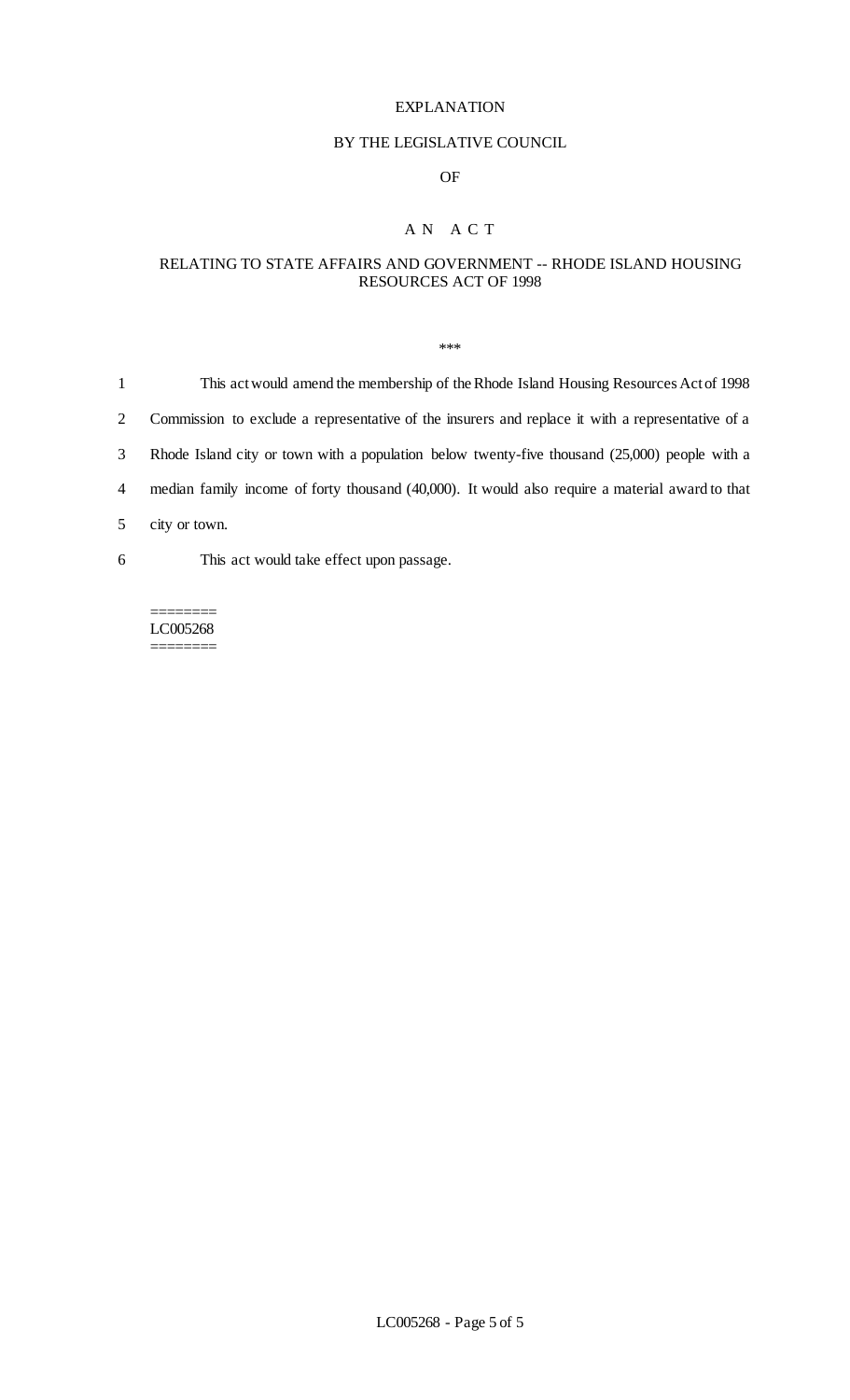EXPLANATION

BY THE LEGISLATIVE COUNCIL

OF

A N A C T

RELATING TO STATE AFFAIRS AND GOVERNMENT -- RHODE ISLAND HOUSING RESOURCES ACT OF 1998

\*\*\*

This act would amend the membership of the Rhode Island Housing Resources Act of 1998 Commission to exclude a representative of the insurers and replace it with a representative of a Rhode Island city or town with a population below twenty-five thousand (25,000) people with a median family income of forty thousand (40,000). It would also require a material award to that city or town.

This act would take effect upon passage.

========
LC005268
========